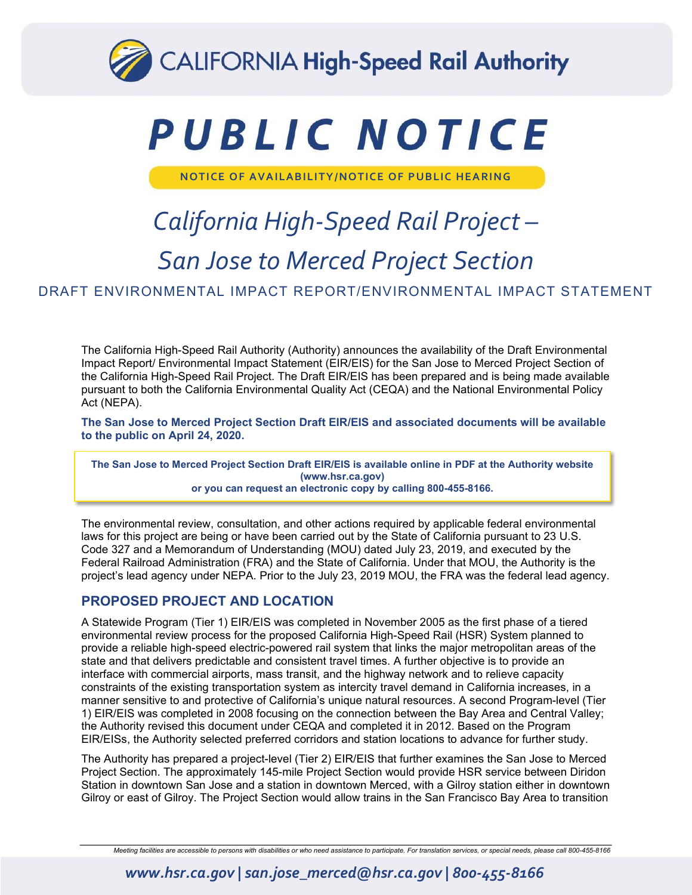CALIFORNIA **High-Speed Rail Authority**

# PUBLIC NOTICE

**NOTICE OF AVAILABILITY/NOTICE OF PUBLIC HEARING**

## *California High-Speed Rail Project – San Jose to Merced Project Section*

DRAFT ENVIRONMENTAL IMPACT REPORT/ENVIRONMENTAL IMPACT STATEMENT

The California High-Speed Rail Authority (Authority) announces the availability of the Draft Environmental Impact Report/ Environmental Impact Statement (EIR/EIS) for the San Jose to Merced Project Section of the California High-Speed Rail Project. The Draft EIR/EIS has been prepared and is being made available pursuant to both the California Environmental Quality Act (CEQA) and the National Environmental Policy Act (NEPA).

**The San Jose to Merced Project Section Draft EIR/EIS and associated documents will be available to the public on April 24, 2020.**

**The San Jose to Merced Project Section Draft EIR/EIS is available online in PDF at the Authority website (www.hsr.ca.gov) or you can request an electronic copy by calling 800-455-8166.**

The environmental review, consultation, and other actions required by applicable federal environmental laws for this project are being or have been carried out by the State of California pursuant to 23 U.S. Code 327 and a Memorandum of Understanding (MOU) dated July 23, 2019, and executed by the Federal Railroad Administration (FRA) and the State of California. Under that MOU, the Authority is the project's lead agency under NEPA. Prior to the July 23, 2019 MOU, the FRA was the federal lead agency.

## PROPOSED PROJECT AND LOCATION

A Statewide Program (Tier 1) EIR/EIS was completed in November 2005 as the first phase of a tiered environmental review process for the proposed California High-Speed Rail (HSR) System planned to provide a reliable high-speed electric-powered rail system that links the major metropolitan areas of the state and that delivers predictable and consistent travel times. A further objective is to provide an interface with commercial airports, mass transit, and the highway network and to relieve capacity constraints of the existing transportation system as intercity travel demand in California increases, in a manner sensitive to and protective of California's unique natural resources. A second Program-level (Tier 1) EIR/EIS was completed in 2008 focusing on the connection between the Bay Area and Central Valley; the Authority revised this document under CEQA and completed it in 2012. Based on the Program EIR/EISs, the Authority selected preferred corridors and station locations to advance for further study.

The Authority has prepared a project-level (Tier 2) EIR/EIS that further examines the San Jose to Merced Project Section. The approximately 145-mile Project Section would provide HSR service between Diridon Station in downtown San Jose and a station in downtown Merced, with a Gilroy station either in downtown Gilroy or east of Gilroy. The Project Section would allow trains in the San Francisco Bay Area to transition

*Meeting facilities are accessible to persons with disabilities or who need assistance to participate. For translation services, or special needs, please call 800-455-8166*

*www.hsr.ca.gov | san.jose_merced@hsr.ca.gov | 800-455-8166*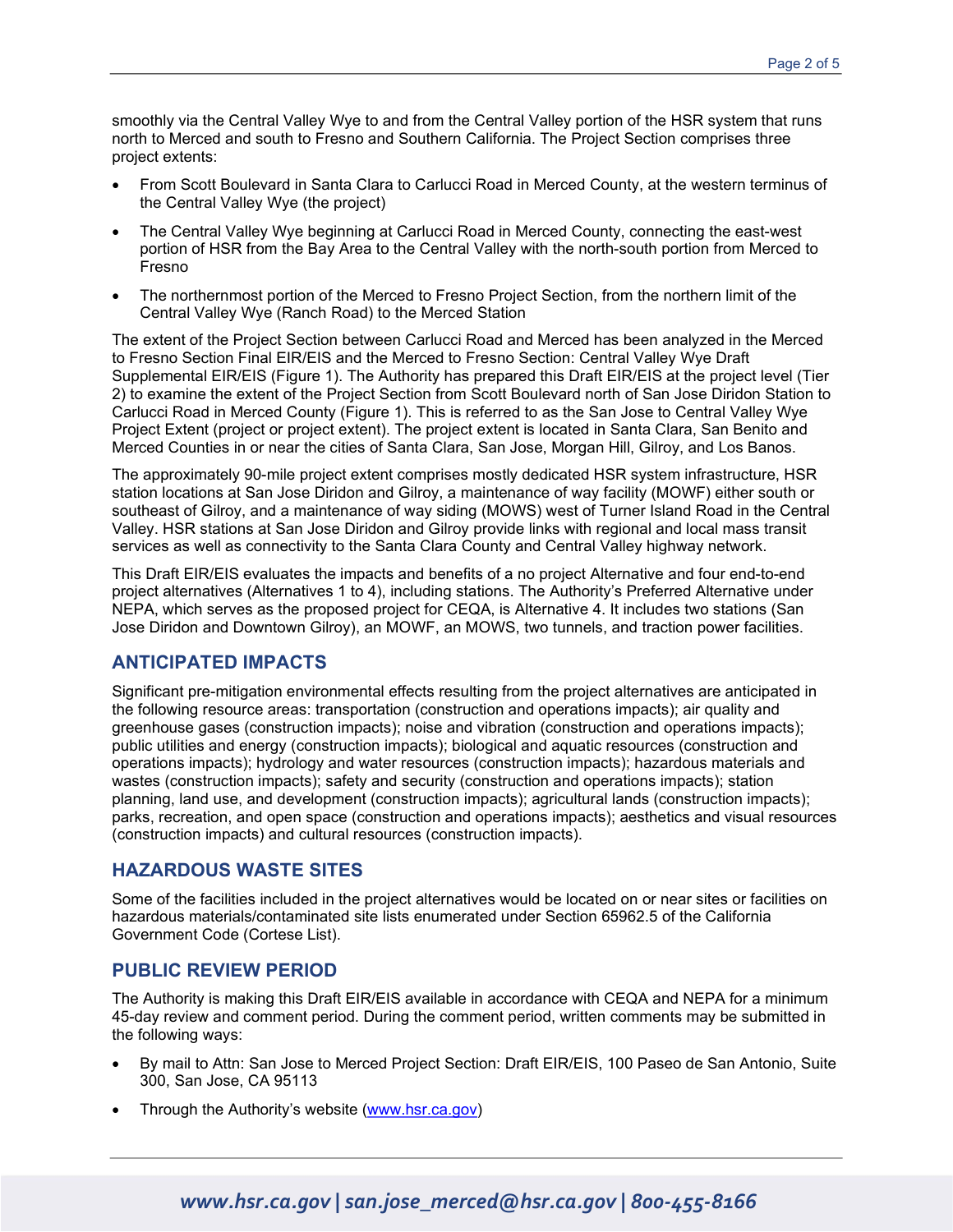smoothly via the Central Valley Wye to and from the Central Valley portion of the HSR system that runs north to Merced and south to Fresno and Southern California. The Project Section comprises three project extents:

- From Scott Boulevard in Santa Clara to Carlucci Road in Merced County, at the western terminus of the Central Valley Wye (the project)
- The Central Valley Wye beginning at Carlucci Road in Merced County, connecting the east-west portion of HSR from the Bay Area to the Central Valley with the north-south portion from Merced to Fresno
- The northernmost portion of the Merced to Fresno Project Section, from the northern limit of the Central Valley Wye (Ranch Road) to the Merced Station

The extent of the Project Section between Carlucci Road and Merced has been analyzed in the Merced to Fresno Section Final EIR/EIS and the Merced to Fresno Section: Central Valley Wye Draft Supplemental EIR/EIS (Figure 1). The Authority has prepared this Draft EIR/EIS at the project level (Tier 2) to examine the extent of the Project Section from Scott Boulevard north of San Jose Diridon Station to Carlucci Road in Merced County (Figure 1). This is referred to as the San Jose to Central Valley Wye Project Extent (project or project extent). The project extent is located in Santa Clara, San Benito and Merced Counties in or near the cities of Santa Clara, San Jose, Morgan Hill, Gilroy, and Los Banos.

The approximately 90-mile project extent comprises mostly dedicated HSR system infrastructure, HSR station locations at San Jose Diridon and Gilroy, a maintenance of way facility (MOWF) either south or southeast of Gilroy, and a maintenance of way siding (MOWS) west of Turner Island Road in the Central Valley. HSR stations at San Jose Diridon and Gilroy provide links with regional and local mass transit services as well as connectivity to the Santa Clara County and Central Valley highway network.

This Draft EIR/EIS evaluates the impacts and benefits of a no project Alternative and four end-to-end project alternatives (Alternatives 1 to 4), including stations. The Authority's Preferred Alternative under NEPA, which serves as the proposed project for CEQA, is Alternative 4. It includes two stations (San Jose Diridon and Downtown Gilroy), an MOWF, an MOWS, two tunnels, and traction power facilities.

## ANTICIPATED IMPACTS

Significant pre-mitigation environmental effects resulting from the project alternatives are anticipated in the following resource areas: transportation (construction and operations impacts); air quality and greenhouse gases (construction impacts); noise and vibration (construction and operations impacts); public utilities and energy (construction impacts); biological and aquatic resources (construction and operations impacts); hydrology and water resources (construction impacts); hazardous materials and wastes (construction impacts); safety and security (construction and operations impacts); station planning, land use, and development (construction impacts); agricultural lands (construction impacts); parks, recreation, and open space (construction and operations impacts); aesthetics and visual resources (construction impacts) and cultural resources (construction impacts).

## HAZARDOUS WASTE SITES

Some of the facilities included in the project alternatives would be located on or near sites or facilities on hazardous materials/contaminated site lists enumerated under Section 65962.5 of the California Government Code (Cortese List).

## PUBLIC REVIEW PERIOD

The Authority is making this Draft EIR/EIS available in accordance with CEQA and NEPA for a minimum 45-day review and comment period. During the comment period, written comments may be submitted in the following ways:

- By mail to Attn: San Jose to Merced Project Section: Draft EIR/EIS, 100 Paseo de San Antonio, Suite 300, San Jose, CA 95113
- Through the Authority's website (www.hsr.ca.gov)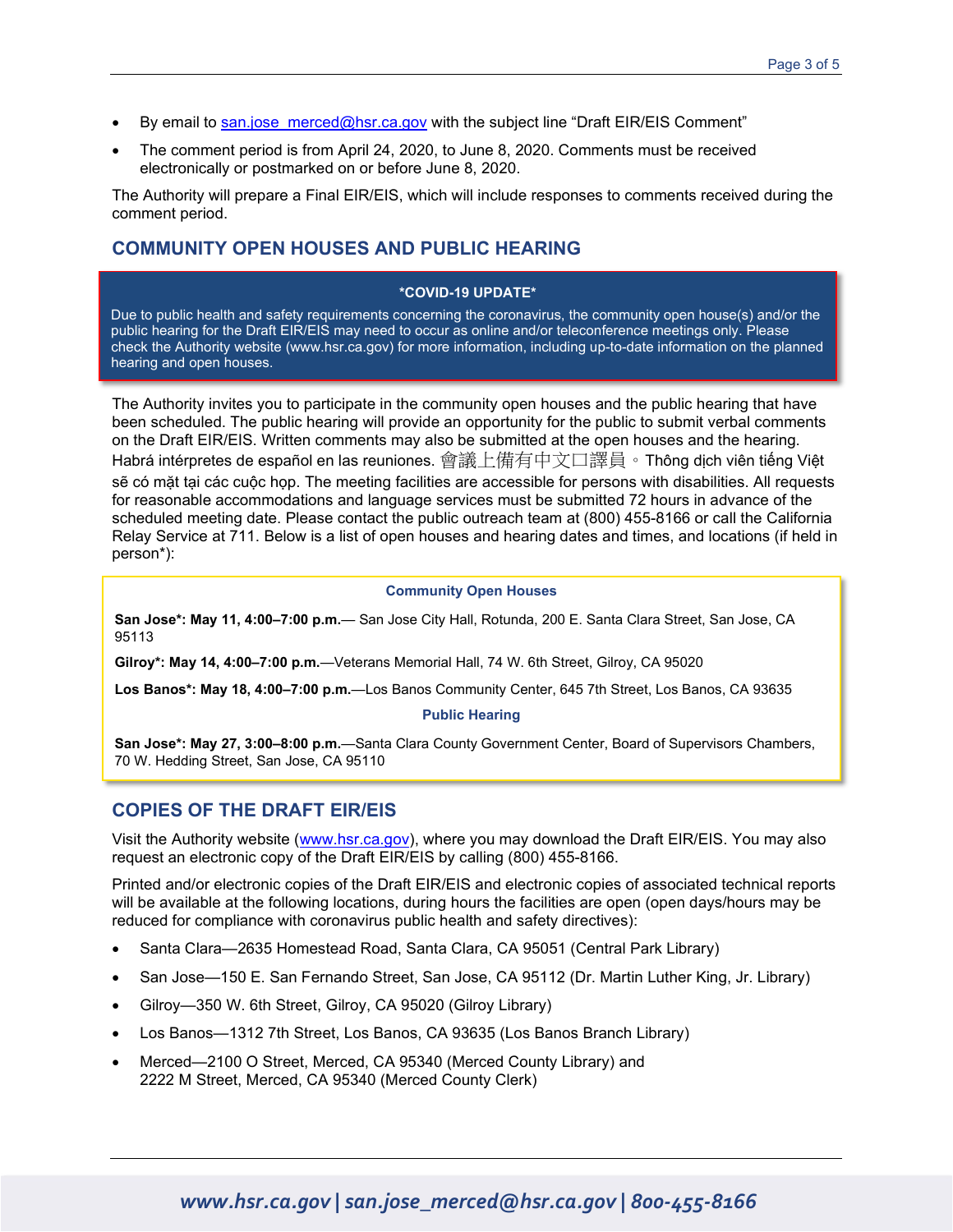- By email to san.jose_merced@hsr.ca.gov with the subject line "Draft EIR/EIS Comment"
- The comment period is from April 24, 2020, to June 8, 2020. Comments must be received electronically or postmarked on or before June 8, 2020.

The Authority will prepare a Final EIR/EIS, which will include responses to comments received during the comment period.

## COMMUNITY OPEN HOUSES AND PUBLIC HEARING

**\*COVID-19 UPDATE\***

Due to public health and safety requirements concerning the coronavirus, the community open house(s) and/or the public hearing for the Draft EIR/EIS may need to occur as online and/or teleconference meetings only. Please check the Authority website (www.hsr.ca.gov) for more information, including up-to-date information on the planned hearing and open houses.

The Authority invites you to participate in the community open houses and the public hearing that have been scheduled. The public hearing will provide an opportunity for the public to submit verbal comments on the Draft EIR/EIS. Written comments may also be submitted at the open houses and the hearing. Habrá intérpretes de español en las reuniones. 會議上備有中文口譯員。Thông dịch viên tiếng Việt sẽ có mặt tại các cuộc họp. The meeting facilities are accessible for persons with disabilities. All requests for reasonable accommodations and language services must be submitted 72 hours in advance of the scheduled meeting date. Please contact the public outreach team at (800) 455-8166 or call the California Relay Service at 711. Below is a list of open houses and hearing dates and times, and locations (if held in person*):

**Community Open Houses**

**San Jose*: May 11, 4:00–7:00 p.m.**— San Jose City Hall, Rotunda, 200 E. Santa Clara Street, San Jose, CA 95113

**Gilroy*: May 14, 4:00–7:00 p.m.**—Veterans Memorial Hall, 74 W. 6th Street, Gilroy, CA 95020

**Los Banos*: May 18, 4:00–7:00 p.m.**—Los Banos Community Center, 645 7th Street, Los Banos, CA 93635

**Public Hearing**

**San Jose*: May 27, 3:00–8:00 p.m.**—Santa Clara County Government Center, Board of Supervisors Chambers, 70 W. Hedding Street, San Jose, CA 95110

## COPIES OF THE DRAFT EIR/EIS

Visit the Authority website (www.hsr.ca.gov), where you may download the Draft EIR/EIS. You may also request an electronic copy of the Draft EIR/EIS by calling (800) 455-8166.

Printed and/or electronic copies of the Draft EIR/EIS and electronic copies of associated technical reports will be available at the following locations, during hours the facilities are open (open days/hours may be reduced for compliance with coronavirus public health and safety directives):

- Santa Clara—2635 Homestead Road, Santa Clara, CA 95051 (Central Park Library)
- San Jose—150 E. San Fernando Street, San Jose, CA 95112 (Dr. Martin Luther King, Jr. Library)
- Gilroy—350 W. 6th Street, Gilroy, CA 95020 (Gilroy Library)
- Los Banos—1312 7th Street, Los Banos, CA 93635 (Los Banos Branch Library)
- Merced—2100 O Street, Merced, CA 95340 (Merced County Library) and 2222 M Street, Merced, CA 95340 (Merced County Clerk)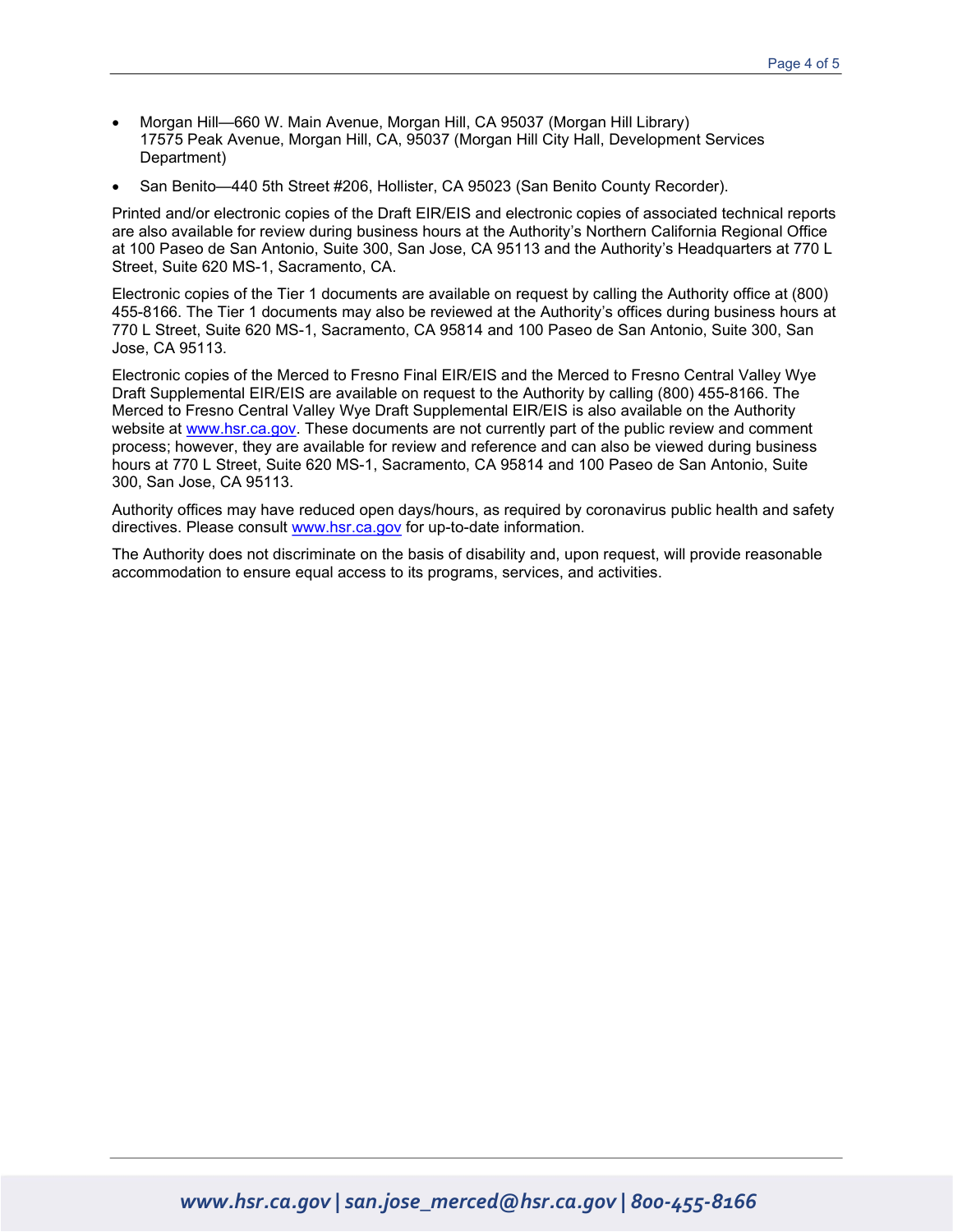- Morgan Hill—660 W. Main Avenue, Morgan Hill, CA 95037 (Morgan Hill Library)
  17575 Peak Avenue, Morgan Hill, CA, 95037 (Morgan Hill City Hall, Development Services Department)
- San Benito—440 5th Street #206, Hollister, CA 95023 (San Benito County Recorder).

Printed and/or electronic copies of the Draft EIR/EIS and electronic copies of associated technical reports are also available for review during business hours at the Authority's Northern California Regional Office at 100 Paseo de San Antonio, Suite 300, San Jose, CA 95113 and the Authority's Headquarters at 770 L Street, Suite 620 MS-1, Sacramento, CA.

Electronic copies of the Tier 1 documents are available on request by calling the Authority office at (800) 455-8166. The Tier 1 documents may also be reviewed at the Authority's offices during business hours at 770 L Street, Suite 620 MS-1, Sacramento, CA 95814 and 100 Paseo de San Antonio, Suite 300, San Jose, CA 95113.

Electronic copies of the Merced to Fresno Final EIR/EIS and the Merced to Fresno Central Valley Wye Draft Supplemental EIR/EIS are available on request to the Authority by calling (800) 455-8166. The Merced to Fresno Central Valley Wye Draft Supplemental EIR/EIS is also available on the Authority website at www.hsr.ca.gov. These documents are not currently part of the public review and comment process; however, they are available for review and reference and can also be viewed during business hours at 770 L Street, Suite 620 MS-1, Sacramento, CA 95814 and 100 Paseo de San Antonio, Suite 300, San Jose, CA 95113.

Authority offices may have reduced open days/hours, as required by coronavirus public health and safety directives. Please consult www.hsr.ca.gov for up-to-date information.

The Authority does not discriminate on the basis of disability and, upon request, will provide reasonable accommodation to ensure equal access to its programs, services, and activities.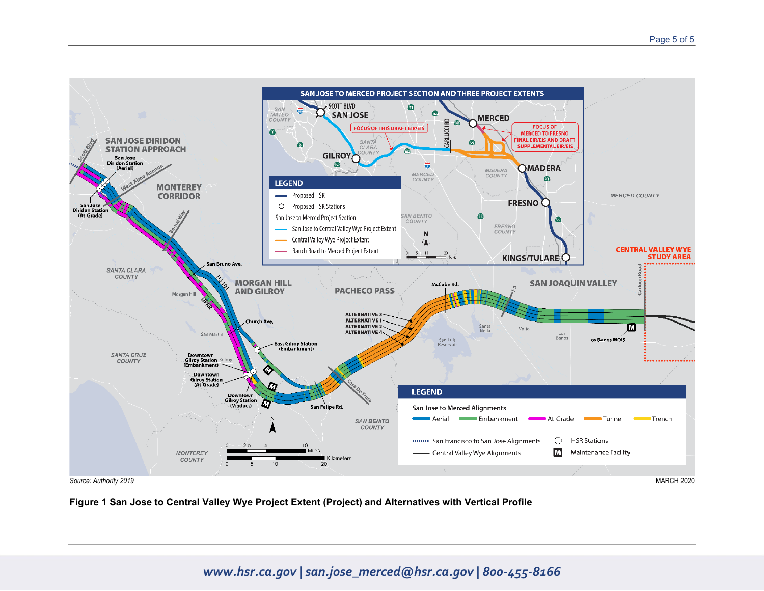SAN JOSE TO MERCED PROJECT SECTION AND THREE PROJECT EXTENTS

SCOTT BLVD
SAN JOSE
MERCED
GILROY
MADERA
FRESNO
KINGS/TULARE
CARLUCCI RD
SAN MATEO COUNTY
SANTA CLARA COUNTY
MERCED COUNTY
MADERA COUNTY
SAN BENITO COUNTY
FRESNO COUNTY
FOCUS OF THIS DRAFT EIR/EIS
FOCUS OF MERCED TO FRESNO FINAL EIR/EIS AND DRAFT SUPPLEMENTAL EIR/EIS

LEGEND
Proposed HSR
Proposed HSR Stations
San Jose to Merced Project Section
San Jose to Central Valley Wye Project Extent
Central Valley Wye Project Extent
Ranch Road to Merced Project Extent

N
0 5 10 20 Miles

SAN JOSE DIRIDON STATION APPROACH
San Jose Diridon Station (Aerial)
San Jose Diridon Station (At-Grade)
Scott Blvd
West Alma Avenue
Bernal Way
MONTEREY CORRIDOR
San Bruno Ave.
SANTA CLARA COUNTY
Morgan Hill
US 101
UPRR
MORGAN HILL AND GILROY
PACHECO PASS
Church Ave.
San Martin
East Gilroy Station (Embankment)
SANTA CRUZ COUNTY
Downtown Gilroy Station (Embankment)
Gilroy
Downtown Gilroy Station (At-Grade)
Downtown Gilroy Station (Viaduct)
San Felipe Rd.
Casa De Fruta
ALTERNATIVE 3
ALTERNATIVE 1
ALTERNATIVE 2
ALTERNATIVE 4
McCabe Rd.
San Luis Reservoir
Santa Nella
I-5
Volta
Los Banos
Los Banos MOIS
SAN JOAQUIN VALLEY
Carlucci Road
MERCED COUNTY
CENTRAL VALLEY WYE STUDY AREA
SAN BENITO COUNTY
MONTEREY COUNTY

N
0 2.5 5 10 Miles
0 5 10 20 Kilometers

LEGEND
San Jose to Merced Alignments
Aerial
Embankment
At-Grade
Tunnel
Trench
San Francisco to San Jose Alignments
Central Valley Wye Alignments
HSR Stations
Maintenance Facility

Source: Authority 2019

MARCH 2020

**Figure 1 San Jose to Central Valley Wye Project Extent (Project) and Alternatives with Vertical Profile**